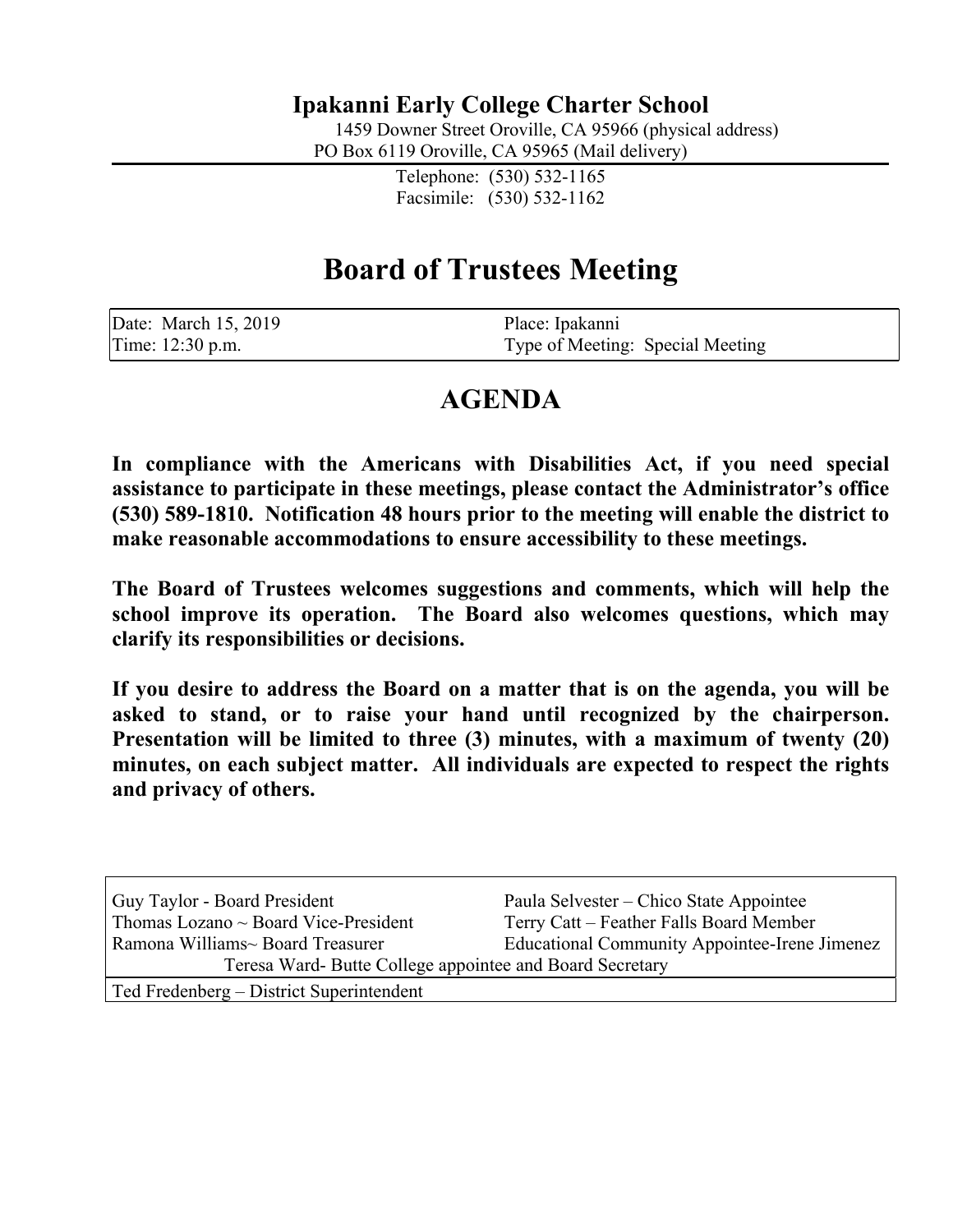## Ipakanni Early College Charter School

1459 Downer Street Oroville, CA 95966 (physical address)
PO Box 6119 Oroville, CA 95965 (Mail delivery)

Telephone: (530) 532-1165
Facsimile: (530) 532-1162

# Board of Trustees Meeting

| Date: March 15, 2019 | Place: Ipakanni |
|---|---|
| Time: 12:30 p.m. | Type of Meeting: Special Meeting |

# AGENDA

**In compliance with the Americans with Disabilities Act, if you need special assistance to participate in these meetings, please contact the Administrator's office (530) 589-1810. Notification 48 hours prior to the meeting will enable the district to make reasonable accommodations to ensure accessibility to these meetings.**

**The Board of Trustees welcomes suggestions and comments, which will help the school improve its operation. The Board also welcomes questions, which may clarify its responsibilities or decisions.**

**If you desire to address the Board on a matter that is on the agenda, you will be asked to stand, or to raise your hand until recognized by the chairperson. Presentation will be limited to three (3) minutes, with a maximum of twenty (20) minutes, on each subject matter. All individuals are expected to respect the rights and privacy of others.**

| Guy Taylor - Board President | Paula Selvester – Chico State Appointee |
|---|---|
| Thomas Lozano ~ Board Vice-President | Terry Catt – Feather Falls Board Member |
| Ramona Williams~ Board Treasurer | Educational Community Appointee-Irene Jimenez |
| Teresa Ward- Butte College appointee and Board Secretary | |
| Ted Fredenberg – District Superintendent | |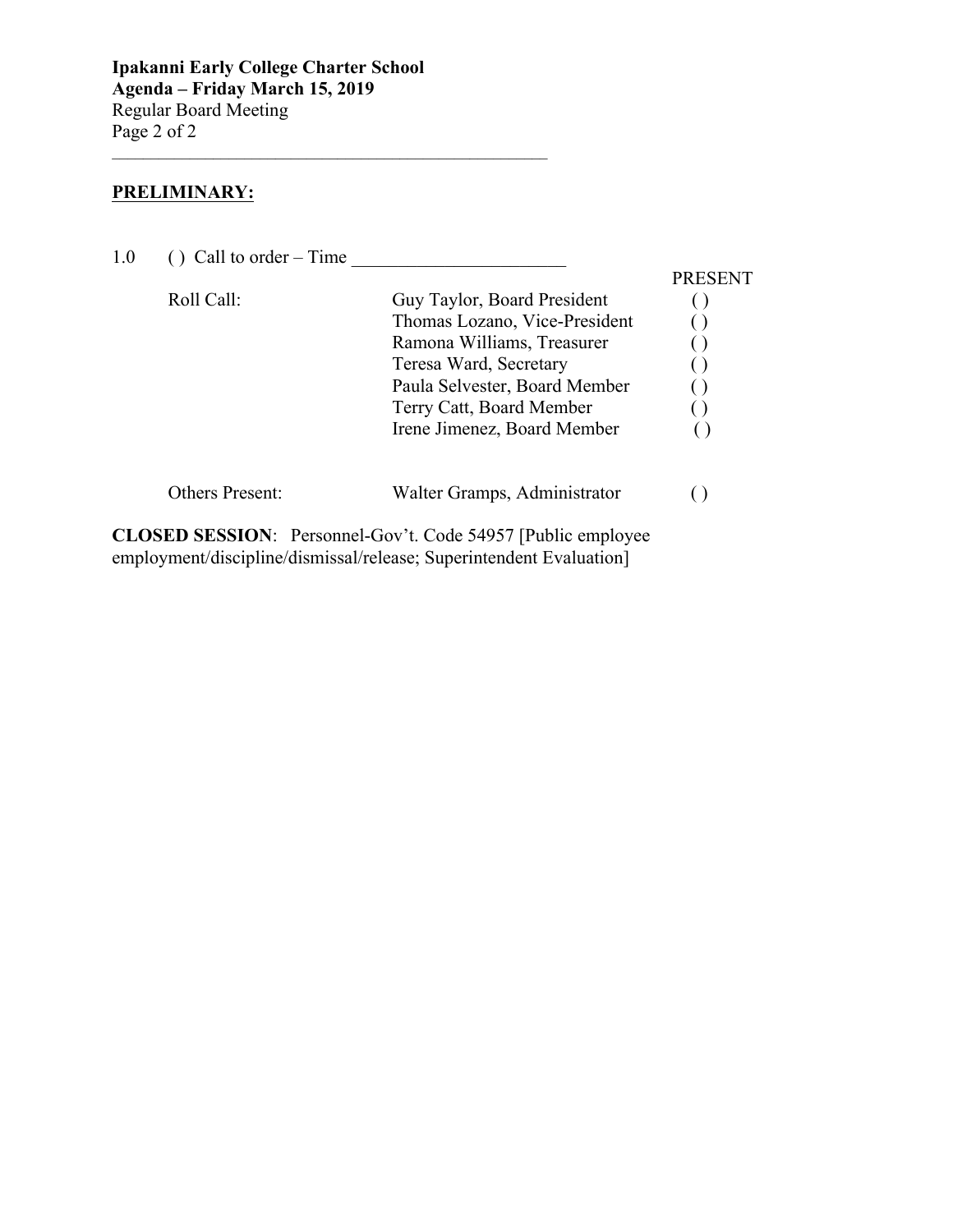## PRELIMINARY:

1.0 ( ) Call to order – Time _______________________

| | | |
|---|---|---|
| | | PRESENT |
| Roll Call: | Guy Taylor, Board President | ( ) |
| | Thomas Lozano, Vice-President | ( ) |
| | Ramona Williams, Treasurer | ( ) |
| | Teresa Ward, Secretary | ( ) |
| | Paula Selvester, Board Member | ( ) |
| | Terry Catt, Board Member | ( ) |
| | Irene Jimenez, Board Member | ( ) |
| Others Present: | Walter Gramps, Administrator | ( ) |

**CLOSED SESSION**: Personnel-Gov't. Code 54957 [Public employee employment/discipline/dismissal/release; Superintendent Evaluation]